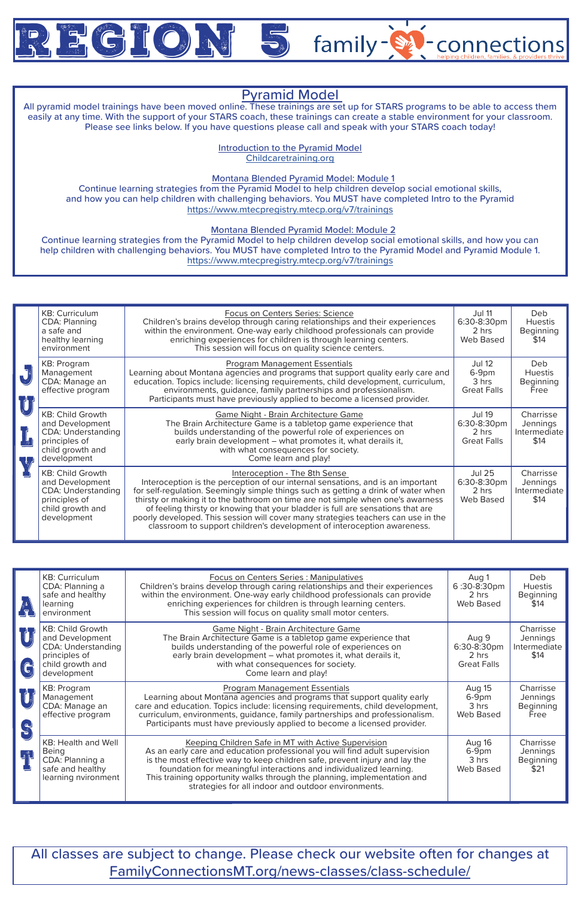# REGION 5 family-connections

helping children, families, & providers thrive

## Pyramid Model

All pyramid model trainings have been moved online. These trainings are set up for STARS programs to be able to access them easily at any time. With the support of your STARS coach, these trainings can create a stable environment for your classroom. Please see links below. If you have questions please call and speak with your STARS coach today!

Introduction to the Pyramid Model
Childcaretraining.org

Montana Blended Pyramid Model: Module 1
Continue learning strategies from the Pyramid Model to help children develop social emotional skills, and how you can help children with challenging behaviors. You MUST have completed Intro to the Pyramid
https://www.mtecpregistry.mtecp.org/v7/trainings

Montana Blended Pyramid Model: Module 2
Continue learning strategies from the Pyramid Model to help children develop social emotional skills, and how you can help children with challenging behaviors. You MUST have completed Intro to the Pyramid Model and Pyramid Module 1.
https://www.mtecpregistry.mtecp.org/v7/trainings

## JULY

| KB / CDA | Training | Date / Time / Location | Instructor / Level / Cost |
|---|---|---|---|
| KB: Curriculum<br>CDA: Planning a safe and healthy learning environment | **Focus on Centers Series: Science**<br>Children's brains develop through caring relationships and their experiences within the environment. One-way early childhood professionals can provide enriching experiences for children is through learning centers. This session will focus on quality science centers. | Jul 11<br>6:30-8:30pm<br>2 hrs<br>Web Based | Deb Huestis<br>Beginning<br>$14 |
| KB: Program Management<br>CDA: Manage an effective program | **Program Management Essentials**<br>Learning about Montana agencies and programs that support quality early care and education. Topics include: licensing requirements, child development, curriculum, environments, guidance, family partnerships and professionalism. Participants must have previously applied to become a licensed provider. | Jul 12<br>6-9pm<br>3 hrs<br>Great Falls | Deb Huestis<br>Beginning<br>Free |
| KB: Child Growth and Development<br>CDA: Understanding principles of child growth and development | **Game Night - Brain Architecture Game**<br>The Brain Architecture Game is a tabletop game experience that builds understanding of the powerful role of experiences on early brain development – what promotes it, what derails it, with what consequences for society.<br>Come learn and play! | Jul 19<br>6:30-8:30pm<br>2 hrs<br>Great Falls | Charrisse Jennings<br>Intermediate<br>$14 |
| KB: Child Growth and Development<br>CDA: Understanding principles of child growth and development | **Interoception - The 8th Sense**<br>Interoception is the perception of our internal sensations, and is an important for self-regulation. Seemingly simple things such as getting a drink of water when thirsty or making it to the bathroom on time are not simple when one's awareness of feeling thirsty or knowing that your bladder is full are sensations that are poorly developed. This session will cover many strategies teachers can use in the classroom to support children's development of interoception awareness. | Jul 25<br>6:30-8:30pm<br>2 hrs<br>Web Based | Charrisse Jennings<br>Intermediate<br>$14 |

## AUGUST

| KB / CDA | Training | Date / Time / Location | Instructor / Level / Cost |
|---|---|---|---|
| KB: Curriculum<br>CDA: Planning a safe and healthy learning environment | **Focus on Centers Series : Manipulatives**<br>Children's brains develop through caring relationships and their experiences within the environment. One-way early childhood professionals can provide enriching experiences for children is through learning centers. This session will focus on quality small motor centers. | Aug 1<br>6 :30-8:30pm<br>2 hrs<br>Web Based | Deb Huestis<br>Beginning<br>$14 |
| KB: Child Growth and Development<br>CDA: Understanding principles of child growth and development | **Game Night - Brain Architecture Game**<br>The Brain Architecture Game is a tabletop game experience that builds understanding of the powerful role of experiences on early brain development – what promotes it, what derails it, with what consequences for society.<br>Come learn and play! | Aug 9<br>6:30-8:30pm<br>2 hrs<br>Great Falls | Charrisse Jennings<br>Intermediate<br>$14 |
| KB: Program Management<br>CDA: Manage an effective program | **Program Management Essentials**<br>Learning about Montana agencies and programs that support quality early care and education. Topics include: licensing requirements, child development, curriculum, environments, guidance, family partnerships and professionalism. Participants must have previously applied to become a licensed provider. | Aug 15<br>6-9pm<br>3 hrs<br>Web Based | Charrisse Jennings<br>Beginning<br>Free |
| KB: Health and Well Being<br>CDA: Planning a safe and healthy learning nvironment | **Keeping Children Safe in MT with Active Supervision**<br>As an early care and education professional you will find adult supervision is the most effective way to keep children safe, prevent injury and lay the foundation for meaningful interactions and individualized learning. This training opportunity walks through the planning, implementation and strategies for all indoor and outdoor environments. | Aug 16<br>6-9pm<br>3 hrs<br>Web Based | Charrisse Jennings<br>Beginning<br>$21 |

All classes are subject to change. Please check our website often for changes at FamilyConnectionsMT.org/news-classes/class-schedule/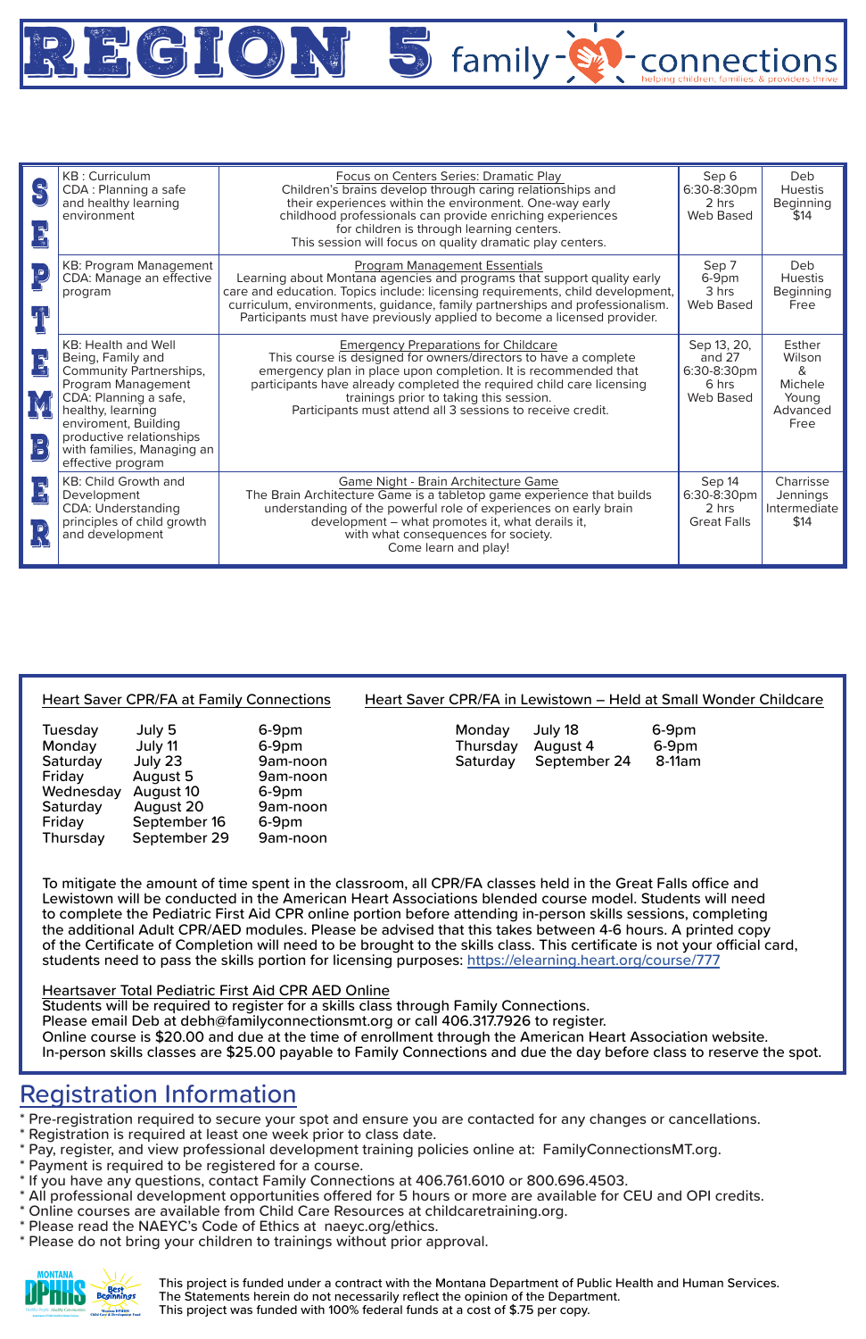# REGION 5 family connections

helping children, families, & providers thrive

| | | | | |
|---|---|---|---|---|
| SEPTEMBER | KB : Curriculum<br>CDA : Planning a safe and healthy learning environment | Focus on Centers Series: Dramatic Play<br>Children's brains develop through caring relationships and their experiences within the environment. One-way early childhood professionals can provide enriching experiences for children is through learning centers.<br>This session will focus on quality dramatic play centers. | Sep 6<br>6:30-8:30pm<br>2 hrs<br>Web Based | Deb Huestis<br>Beginning<br>$14 |
| | KB: Program Management<br>CDA: Manage an effective program | Program Management Essentials<br>Learning about Montana agencies and programs that support quality early care and education. Topics include: licensing requirements, child development, curriculum, environments, guidance, family partnerships and professionalism. Participants must have previously applied to become a licensed provider. | Sep 7<br>6-9pm<br>3 hrs<br>Web Based | Deb Huestis<br>Beginning<br>Free |
| | KB: Health and Well Being, Family and Community Partnerships, Program Management<br>CDA: Planning a safe, healthy, learning enviroment, Building productive relationships with families, Managing an effective program | Emergency Preparations for Childcare<br>This course is designed for owners/directors to have a complete emergency plan in place upon completion. It is recommended that participants have already completed the required child care licensing trainings prior to taking this session.<br>Participants must attend all 3 sessions to receive credit. | Sep 13, 20, and 27<br>6:30-8:30pm<br>6 hrs<br>Web Based | Esther Wilson<br>&<br>Michele Young<br>Advanced<br>Free |
| | KB: Child Growth and Development<br>CDA: Understanding principles of child growth and development | Game Night - Brain Architecture Game<br>The Brain Architecture Game is a tabletop game experience that builds understanding of the powerful role of experiences on early brain development – what promotes it, what derails it, with what consequences for society.<br>Come learn and play! | Sep 14<br>6:30-8:30pm<br>2 hrs<br>Great Falls | Charrisse Jennings<br>Intermediate<br>$14 |

Heart Saver CPR/FA at Family Connections

| | | |
|---|---|---|
| Tuesday | July 5 | 6-9pm |
| Monday | July 11 | 6-9pm |
| Saturday | July 23 | 9am-noon |
| Friday | August 5 | 9am-noon |
| Wednesday | August 10 | 6-9pm |
| Saturday | August 20 | 9am-noon |
| Friday | September 16 | 6-9pm |
| Thursday | September 29 | 9am-noon |

Heart Saver CPR/FA in Lewistown – Held at Small Wonder Childcare

| | | |
|---|---|---|
| Monday | July 18 | 6-9pm |
| Thursday | August 4 | 6-9pm |
| Saturday | September 24 | 8-11am |

To mitigate the amount of time spent in the classroom, all CPR/FA classes held in the Great Falls office and Lewistown will be conducted in the American Heart Associations blended course model. Students will need to complete the Pediatric First Aid CPR online portion before attending in-person skills sessions, completing the additional Adult CPR/AED modules. Please be advised that this takes between 4-6 hours. A printed copy of the Certificate of Completion will need to be brought to the skills class. This certificate is not your official card, students need to pass the skills portion for licensing purposes: https://elearning.heart.org/course/777

Heartsaver Total Pediatric First Aid CPR AED Online
Students will be required to register for a skills class through Family Connections.
Please email Deb at debh@familyconnectionsmt.org or call 406.317.7926 to register.
Online course is $20.00 and due at the time of enrollment through the American Heart Association website.
In-person skills classes are $25.00 payable to Family Connections and due the day before class to reserve the spot.

## Registration Information

* Pre-registration required to secure your spot and ensure you are contacted for any changes or cancellations.
* Registration is required at least one week prior to class date.
* Pay, register, and view professional development training policies online at: FamilyConnectionsMT.org.
* Payment is required to be registered for a course.
* If you have any questions, contact Family Connections at 406.761.6010 or 800.696.4503.
* All professional development opportunities offered for 5 hours or more are available for CEU and OPI credits.
* Online courses are available from Child Care Resources at childcaretraining.org.
* Please read the NAEYC's Code of Ethics at naeyc.org/ethics.
* Please do not bring your children to trainings without prior approval.

MONTANA DPHHS — Best Beginnings

This project is funded under a contract with the Montana Department of Public Health and Human Services.
The Statements herein do not necessarily reflect the opinion of the Department.
This project was funded with 100% federal funds at a cost of $.75 per copy.